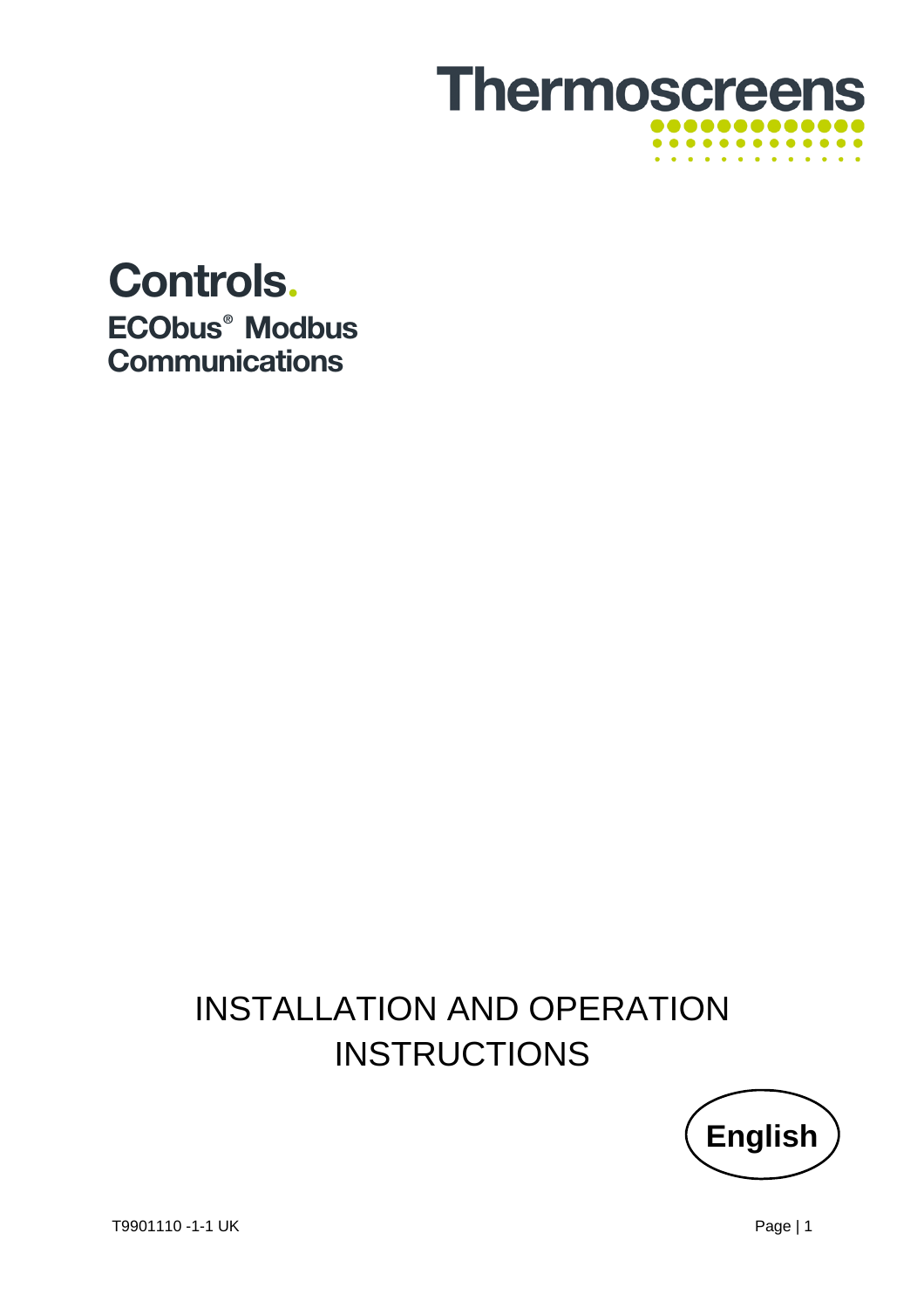# Thermoscreens

# Controls.

## ECObus® Modbus Communications

INSTALLATION AND OPERATION INSTRUCTIONS

**English**

T9901110 -1-1 UK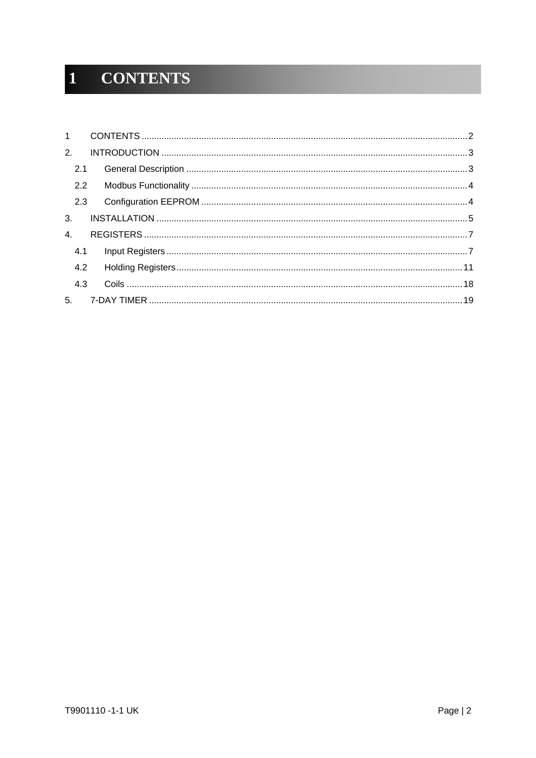# 1 CONTENTS

1 CONTENTS ..... 2
2. INTRODUCTION ..... 3
  2.1 General Description ..... 3
  2.2 Modbus Functionality ..... 4
  2.3 Configuration EEPROM ..... 4
3. INSTALLATION ..... 5
4. REGISTERS ..... 7
  4.1 Input Registers ..... 7
  4.2 Holding Registers ..... 11
  4.3 Coils ..... 18
5. 7-DAY TIMER ..... 19

T9901110 -1-1 UK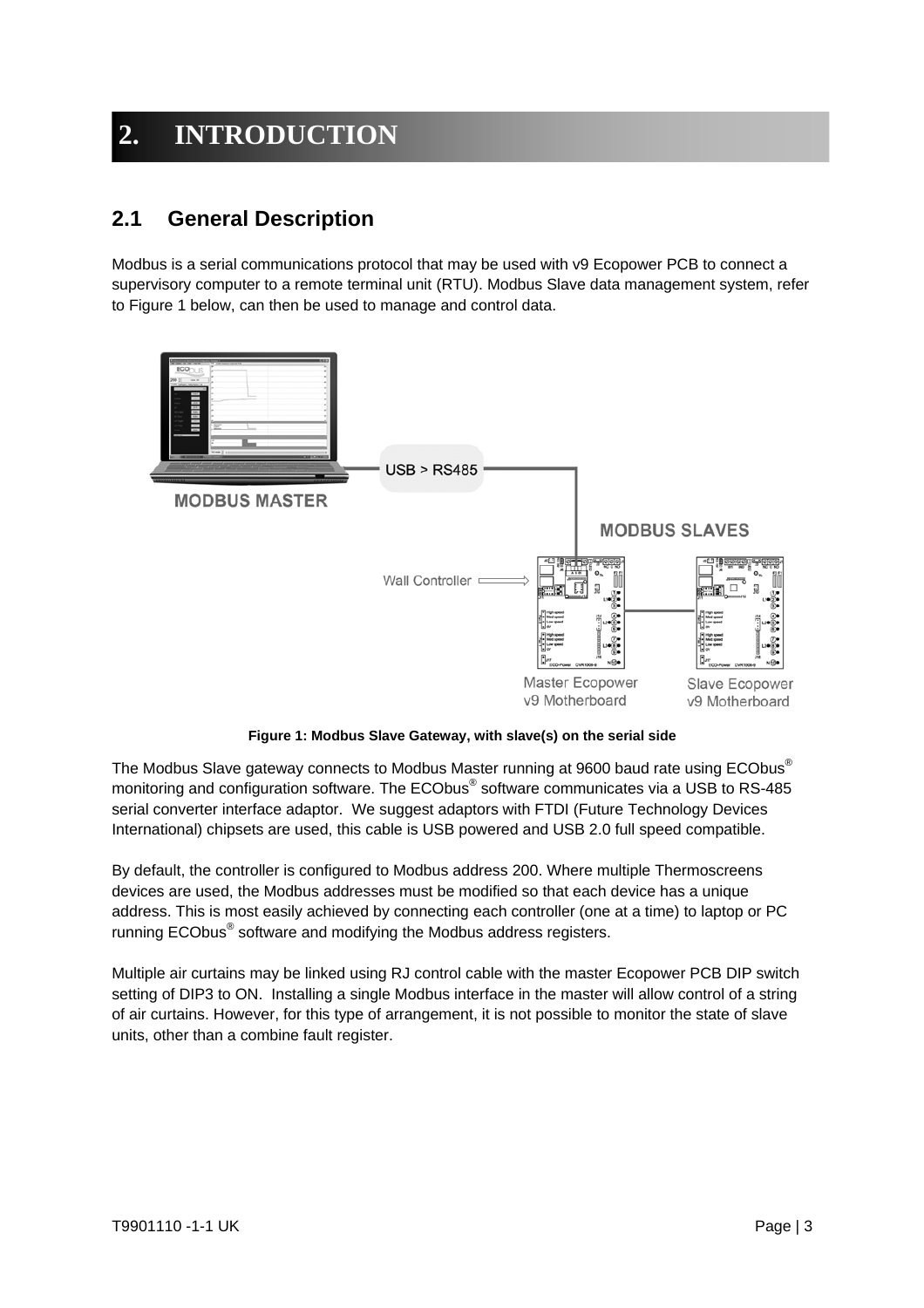# 2. INTRODUCTION

## 2.1 General Description

Modbus is a serial communications protocol that may be used with v9 Ecopower PCB to connect a supervisory computer to a remote terminal unit (RTU). Modbus Slave data management system, refer to Figure 1 below, can then be used to manage and control data.

**Figure 1: Modbus Slave Gateway, with slave(s) on the serial side**

The Modbus Slave gateway connects to Modbus Master running at 9600 baud rate using ECObus® monitoring and configuration software. The ECObus® software communicates via a USB to RS-485 serial converter interface adaptor. We suggest adaptors with FTDI (Future Technology Devices International) chipsets are used, this cable is USB powered and USB 2.0 full speed compatible.

By default, the controller is configured to Modbus address 200. Where multiple Thermoscreens devices are used, the Modbus addresses must be modified so that each device has a unique address. This is most easily achieved by connecting each controller (one at a time) to laptop or PC running ECObus® software and modifying the Modbus address registers.

Multiple air curtains may be linked using RJ control cable with the master Ecopower PCB DIP switch setting of DIP3 to ON. Installing a single Modbus interface in the master will allow control of a string of air curtains. However, for this type of arrangement, it is not possible to monitor the state of slave units, other than a combine fault register.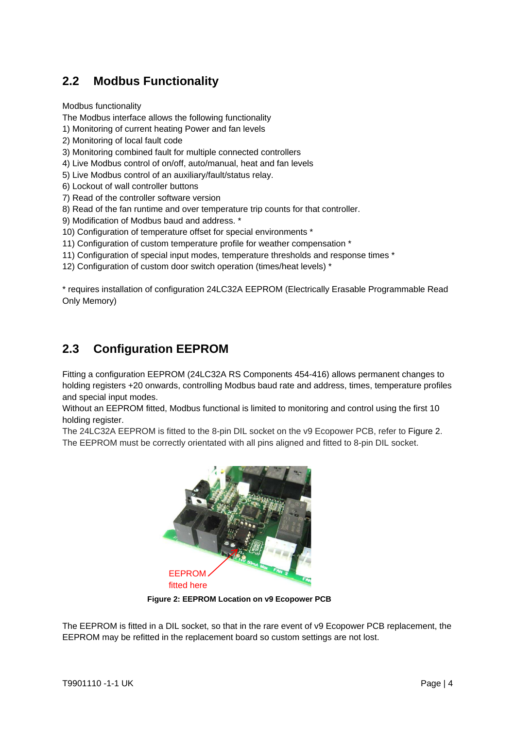## 2.2 Modbus Functionality

Modbus functionality
The Modbus interface allows the following functionality

1) Monitoring of current heating Power and fan levels
2) Monitoring of local fault code
3) Monitoring combined fault for multiple connected controllers
4) Live Modbus control of on/off, auto/manual, heat and fan levels
5) Live Modbus control of an auxiliary/fault/status relay.
6) Lockout of wall controller buttons
7) Read of the controller software version
8) Read of the fan runtime and over temperature trip counts for that controller.
9) Modification of Modbus baud and address. *
10) Configuration of temperature offset for special environments *
11) Configuration of custom temperature profile for weather compensation *
11) Configuration of special input modes, temperature thresholds and response times *
12) Configuration of custom door switch operation (times/heat levels) *

* requires installation of configuration 24LC32A EEPROM (Electrically Erasable Programmable Read Only Memory)

## 2.3 Configuration EEPROM

Fitting a configuration EEPROM (24LC32A RS Components 454-416) allows permanent changes to holding registers +20 onwards, controlling Modbus baud rate and address, times, temperature profiles and special input modes.
Without an EEPROM fitted, Modbus functional is limited to monitoring and control using the first 10 holding register.
The 24LC32A EEPROM is fitted to the 8-pin DIL socket on the v9 Ecopower PCB, refer to Figure 2.
The EEPROM must be correctly orientated with all pins aligned and fitted to 8-pin DIL socket.

EEPROM fitted here

**Figure 2: EEPROM Location on v9 Ecopower PCB**

The EEPROM is fitted in a DIL socket, so that in the rare event of v9 Ecopower PCB replacement, the EEPROM may be refitted in the replacement board so custom settings are not lost.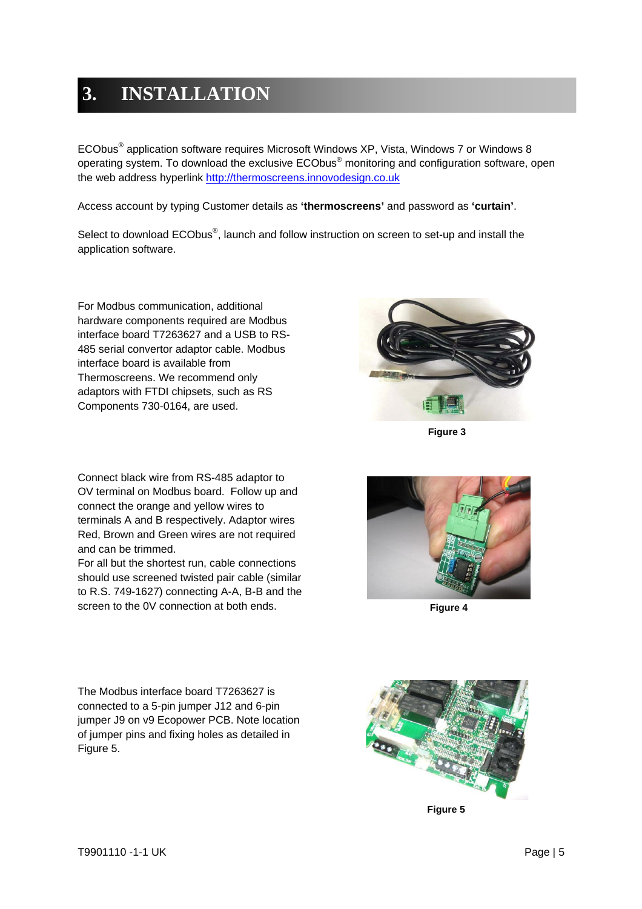# 3. INSTALLATION

ECObus® application software requires Microsoft Windows XP, Vista, Windows 7 or Windows 8 operating system. To download the exclusive ECObus® monitoring and configuration software, open the web address hyperlink http://thermoscreens.innovodesign.co.uk

Access account by typing Customer details as **'thermoscreens'** and password as **'curtain'**.

Select to download ECObus®, launch and follow instruction on screen to set-up and install the application software.

For Modbus communication, additional hardware components required are Modbus interface board T7263627 and a USB to RS-485 serial convertor adaptor cable. Modbus interface board is available from Thermoscreens. We recommend only adaptors with FTDI chipsets, such as RS Components 730-0164, are used.

**Figure 3**

Connect black wire from RS-485 adaptor to OV terminal on Modbus board. Follow up and connect the orange and yellow wires to terminals A and B respectively. Adaptor wires Red, Brown and Green wires are not required and can be trimmed.
For all but the shortest run, cable connections should use screened twisted pair cable (similar to R.S. 749-1627) connecting A-A, B-B and the screen to the 0V connection at both ends.

**Figure 4**

The Modbus interface board T7263627 is connected to a 5-pin jumper J12 and 6-pin jumper J9 on v9 Ecopower PCB. Note location of jumper pins and fixing holes as detailed in Figure 5.

**Figure 5**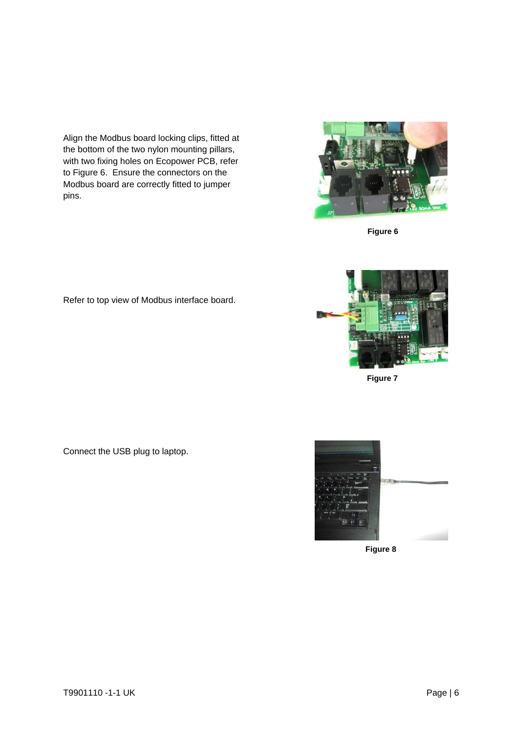Align the Modbus board locking clips, fitted at the bottom of the two nylon mounting pillars, with two fixing holes on Ecopower PCB, refer to Figure 6. Ensure the connectors on the Modbus board are correctly fitted to jumper pins.

**Figure 6**

Refer to top view of Modbus interface board.

**Figure 7**

Connect the USB plug to laptop.

**Figure 8**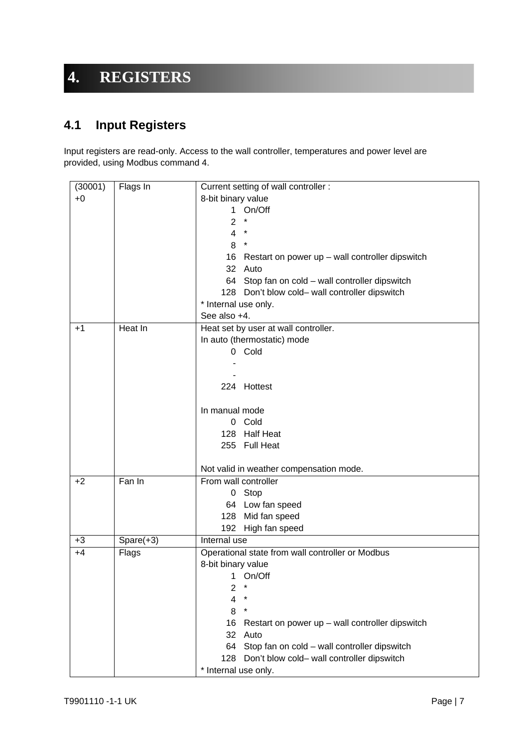# 4. REGISTERS

## 4.1 Input Registers

Input registers are read-only. Access to the wall controller, temperatures and power level are provided, using Modbus command 4.

| Register | Name | Description |
|---|---|---|
| (30001) +0 | Flags In | Current setting of wall controller :<br>8-bit binary value<br>1 On/Off<br>2 *<br>4 *<br>8 *<br>16 Restart on power up – wall controller dipswitch<br>32 Auto<br>64 Stop fan on cold – wall controller dipswitch<br>128 Don't blow cold– wall controller dipswitch<br>* Internal use only.<br>See also +4. |
| +1 | Heat In | Heat set by user at wall controller.<br>In auto (thermostatic) mode<br>0 Cold<br>-<br>-<br>224 Hottest<br><br>In manual mode<br>0 Cold<br>128 Half Heat<br>255 Full Heat<br><br>Not valid in weather compensation mode. |
| +2 | Fan In | From wall controller<br>0 Stop<br>64 Low fan speed<br>128 Mid fan speed<br>192 High fan speed |
| +3 | Spare(+3) | Internal use |
| +4 | Flags | Operational state from wall controller or Modbus<br>8-bit binary value<br>1 On/Off<br>2 *<br>4 *<br>8 *<br>16 Restart on power up – wall controller dipswitch<br>32 Auto<br>64 Stop fan on cold – wall controller dipswitch<br>128 Don't blow cold– wall controller dipswitch<br>* Internal use only. |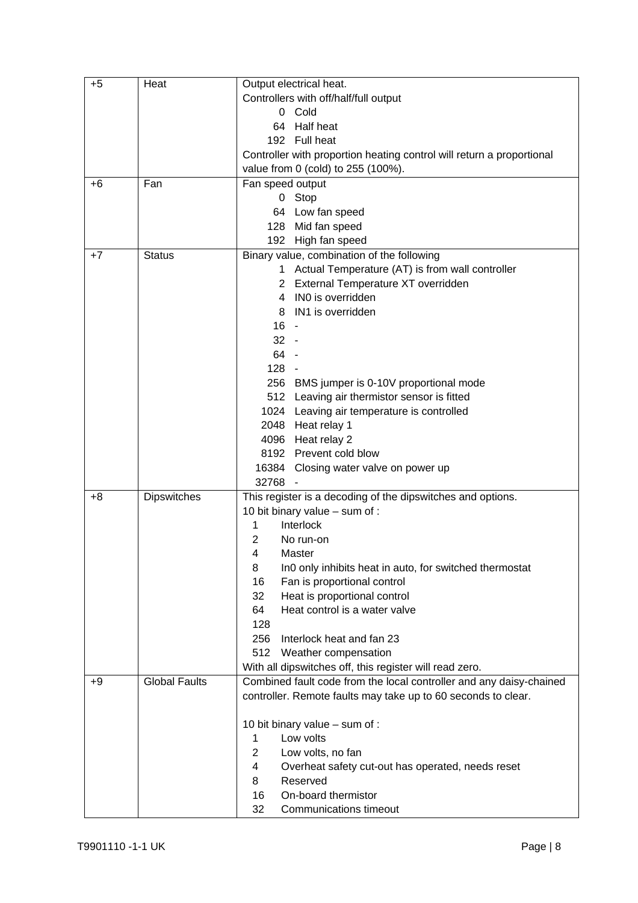| +5 | Heat | Output electrical heat.<br>Controllers with off/half/full output<br>0 Cold<br>64 Half heat<br>192 Full heat<br>Controller with proportion heating control will return a proportional value from 0 (cold) to 255 (100%). |
|---|---|---|
| +6 | Fan | Fan speed output<br>0 Stop<br>64 Low fan speed<br>128 Mid fan speed<br>192 High fan speed |
| +7 | Status | Binary value, combination of the following<br>1 Actual Temperature (AT) is from wall controller<br>2 External Temperature XT overridden<br>4 IN0 is overridden<br>8 IN1 is overridden<br>16 -<br>32 -<br>64 -<br>128 -<br>256 BMS jumper is 0-10V proportional mode<br>512 Leaving air thermistor sensor is fitted<br>1024 Leaving air temperature is controlled<br>2048 Heat relay 1<br>4096 Heat relay 2<br>8192 Prevent cold blow<br>16384 Closing water valve on power up<br>32768 - |
| +8 | Dipswitches | This register is a decoding of the dipswitches and options.<br>10 bit binary value – sum of :<br>1 Interlock<br>2 No run-on<br>4 Master<br>8 In0 only inhibits heat in auto, for switched thermostat<br>16 Fan is proportional control<br>32 Heat is proportional control<br>64 Heat control is a water valve<br>128<br>256 Interlock heat and fan 23<br>512 Weather compensation<br>With all dipswitches off, this register will read zero. |
| +9 | Global Faults | Combined fault code from the local controller and any daisy-chained controller. Remote faults may take up to 60 seconds to clear.<br><br>10 bit binary value – sum of :<br>1 Low volts<br>2 Low volts, no fan<br>4 Overheat safety cut-out has operated, needs reset<br>8 Reserved<br>16 On-board thermistor<br>32 Communications timeout |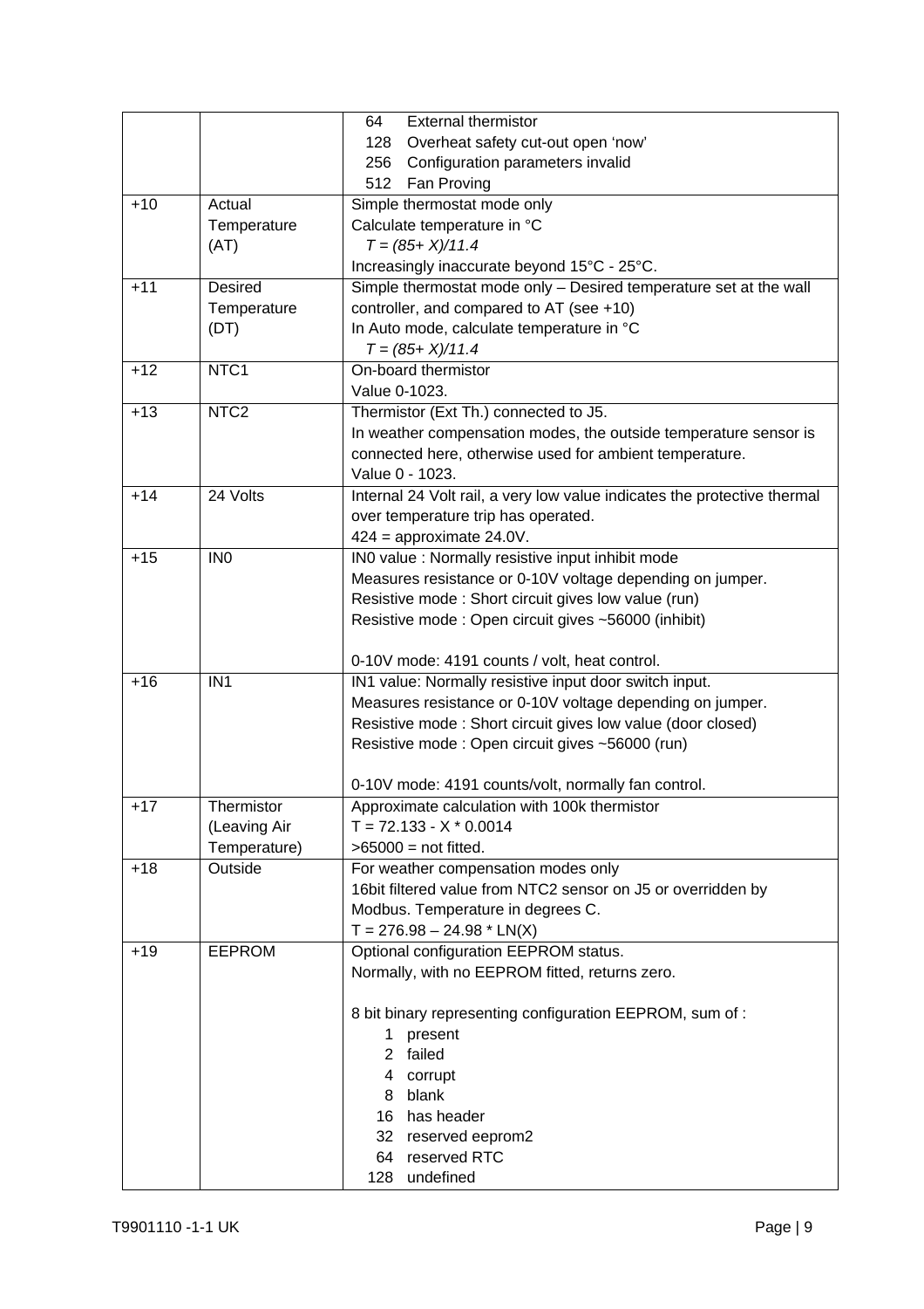| | | |
|---|---|---|
| | | 64 External thermistor<br>128 Overheat safety cut-out open 'now'<br>256 Configuration parameters invalid<br>512 Fan Proving |
| +10 | Actual Temperature (AT) | Simple thermostat mode only<br>Calculate temperature in °C<br>*T = (85+ X)/11.4*<br>Increasingly inaccurate beyond 15°C - 25°C. |
| +11 | Desired Temperature (DT) | Simple thermostat mode only – Desired temperature set at the wall controller, and compared to AT (see +10)<br>In Auto mode, calculate temperature in °C<br>*T = (85+ X)/11.4* |
| +12 | NTC1 | On-board thermistor<br>Value 0-1023. |
| +13 | NTC2 | Thermistor (Ext Th.) connected to J5.<br>In weather compensation modes, the outside temperature sensor is connected here, otherwise used for ambient temperature.<br>Value 0 - 1023. |
| +14 | 24 Volts | Internal 24 Volt rail, a very low value indicates the protective thermal over temperature trip has operated.<br>424 = approximate 24.0V. |
| +15 | IN0 | IN0 value : Normally resistive input inhibit mode<br>Measures resistance or 0-10V voltage depending on jumper.<br>Resistive mode : Short circuit gives low value (run)<br>Resistive mode : Open circuit gives ~56000 (inhibit)<br><br>0-10V mode: 4191 counts / volt, heat control. |
| +16 | IN1 | IN1 value: Normally resistive input door switch input.<br>Measures resistance or 0-10V voltage depending on jumper.<br>Resistive mode : Short circuit gives low value (door closed)<br>Resistive mode : Open circuit gives ~56000 (run)<br><br>0-10V mode: 4191 counts/volt, normally fan control. |
| +17 | Thermistor (Leaving Air Temperature) | Approximate calculation with 100k thermistor<br>T = 72.133 - X * 0.0014<br>>65000 = not fitted. |
| +18 | Outside | For weather compensation modes only<br>16bit filtered value from NTC2 sensor on J5 or overridden by Modbus. Temperature in degrees C.<br>T = 276.98 – 24.98 * LN(X) |
| +19 | EEPROM | Optional configuration EEPROM status.<br>Normally, with no EEPROM fitted, returns zero.<br><br>8 bit binary representing configuration EEPROM, sum of :<br>1 present<br>2 failed<br>4 corrupt<br>8 blank<br>16 has header<br>32 reserved eeprom2<br>64 reserved RTC<br>128 undefined |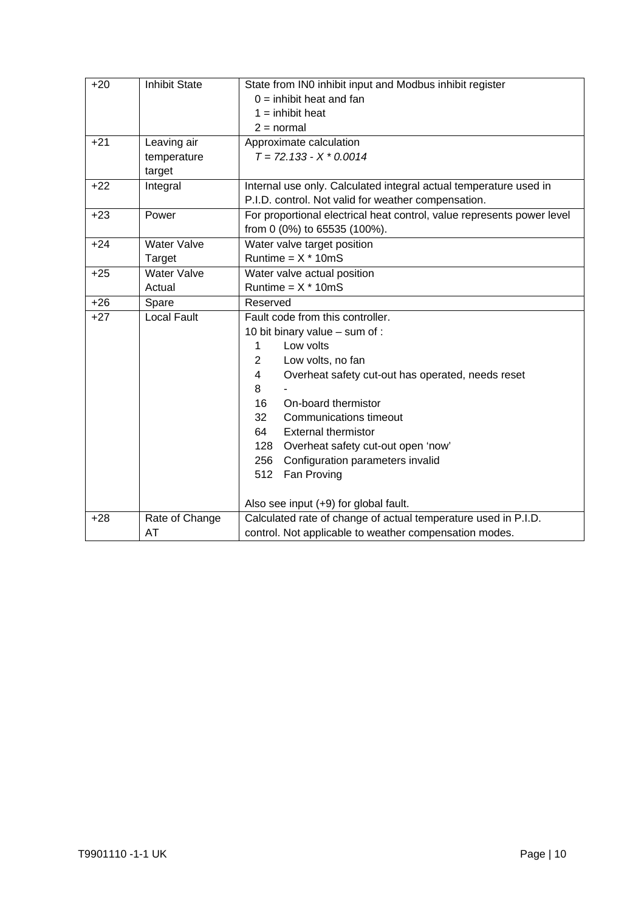| +20 | Inhibit State | State from IN0 inhibit input and Modbus inhibit register<br>0 = inhibit heat and fan<br>1 = inhibit heat<br>2 = normal |
|---|---|---|
| +21 | Leaving air temperature target | Approximate calculation<br>*T = 72.133 - X * 0.0014* |
| +22 | Integral | Internal use only. Calculated integral actual temperature used in P.I.D. control. Not valid for weather compensation. |
| +23 | Power | For proportional electrical heat control, value represents power level from 0 (0%) to 65535 (100%). |
| +24 | Water Valve Target | Water valve target position<br>Runtime = X * 10mS |
| +25 | Water Valve Actual | Water valve actual position<br>Runtime = X * 10mS |
| +26 | Spare | Reserved |
| +27 | Local Fault | Fault code from this controller.<br>10 bit binary value – sum of :<br>1 Low volts<br>2 Low volts, no fan<br>4 Overheat safety cut-out has operated, needs reset<br>8 -<br>16 On-board thermistor<br>32 Communications timeout<br>64 External thermistor<br>128 Overheat safety cut-out open 'now'<br>256 Configuration parameters invalid<br>512 Fan Proving<br><br>Also see input (+9) for global fault. |
| +28 | Rate of Change AT | Calculated rate of change of actual temperature used in P.I.D. control. Not applicable to weather compensation modes. |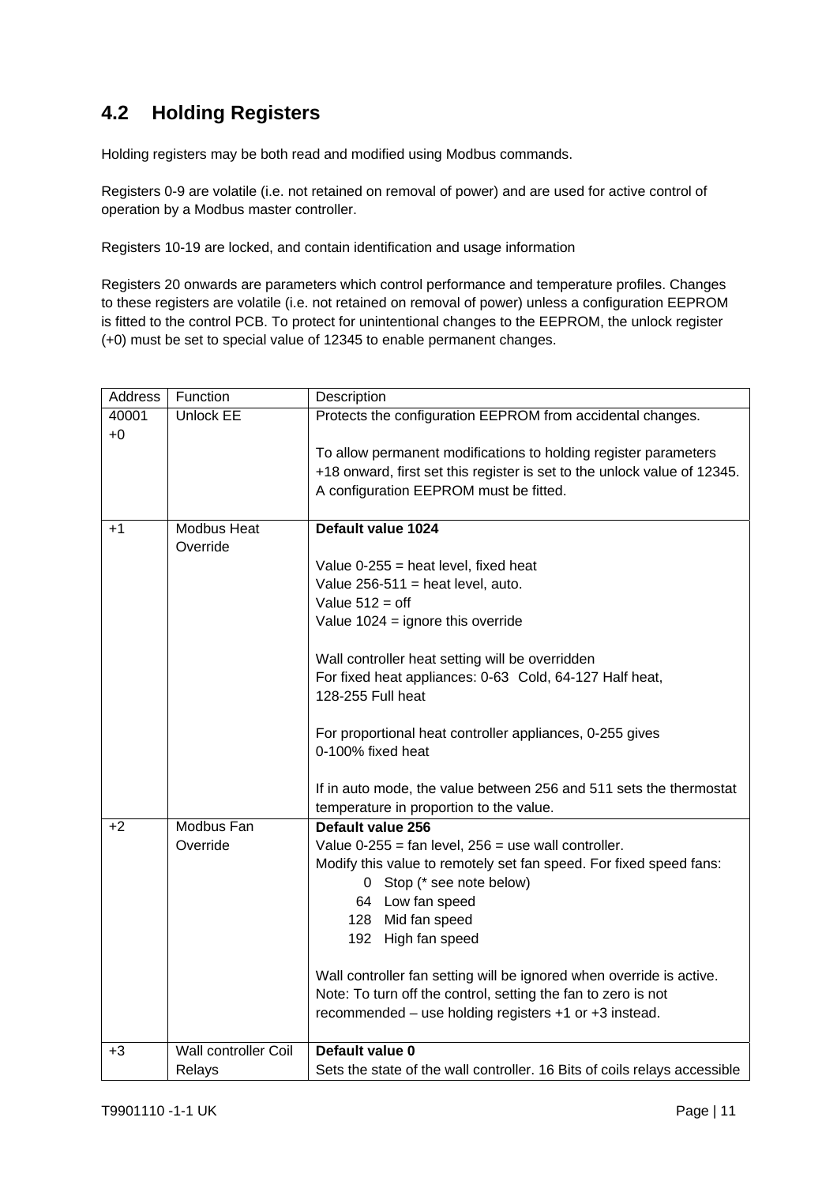## 4.2 Holding Registers

Holding registers may be both read and modified using Modbus commands.

Registers 0-9 are volatile (i.e. not retained on removal of power) and are used for active control of operation by a Modbus master controller.

Registers 10-19 are locked, and contain identification and usage information

Registers 20 onwards are parameters which control performance and temperature profiles. Changes to these registers are volatile (i.e. not retained on removal of power) unless a configuration EEPROM is fitted to the control PCB. To protect for unintentional changes to the EEPROM, the unlock register (+0) must be set to special value of 12345 to enable permanent changes.

| Address | Function | Description |
|---|---|---|
| 40001 +0 | Unlock EE | Protects the configuration EEPROM from accidental changes.<br><br>To allow permanent modifications to holding register parameters +18 onward, first set this register is set to the unlock value of 12345. A configuration EEPROM must be fitted. |
| +1 | Modbus Heat Override | **Default value 1024**<br><br>Value 0-255 = heat level, fixed heat<br>Value 256-511 = heat level, auto.<br>Value 512 = off<br>Value 1024 = ignore this override<br><br>Wall controller heat setting will be overridden<br>For fixed heat appliances: 0-63 Cold, 64-127 Half heat, 128-255 Full heat<br><br>For proportional heat controller appliances, 0-255 gives 0-100% fixed heat<br><br>If in auto mode, the value between 256 and 511 sets the thermostat temperature in proportion to the value. |
| +2 | Modbus Fan Override | **Default value 256**<br>Value 0-255 = fan level, 256 = use wall controller.<br>Modify this value to remotely set fan speed. For fixed speed fans:<br>0 Stop (* see note below)<br>64 Low fan speed<br>128 Mid fan speed<br>192 High fan speed<br><br>Wall controller fan setting will be ignored when override is active.<br>Note: To turn off the control, setting the fan to zero is not recommended – use holding registers +1 or +3 instead. |
| +3 | Wall controller Coil Relays | **Default value 0**<br>Sets the state of the wall controller. 16 Bits of coils relays accessible |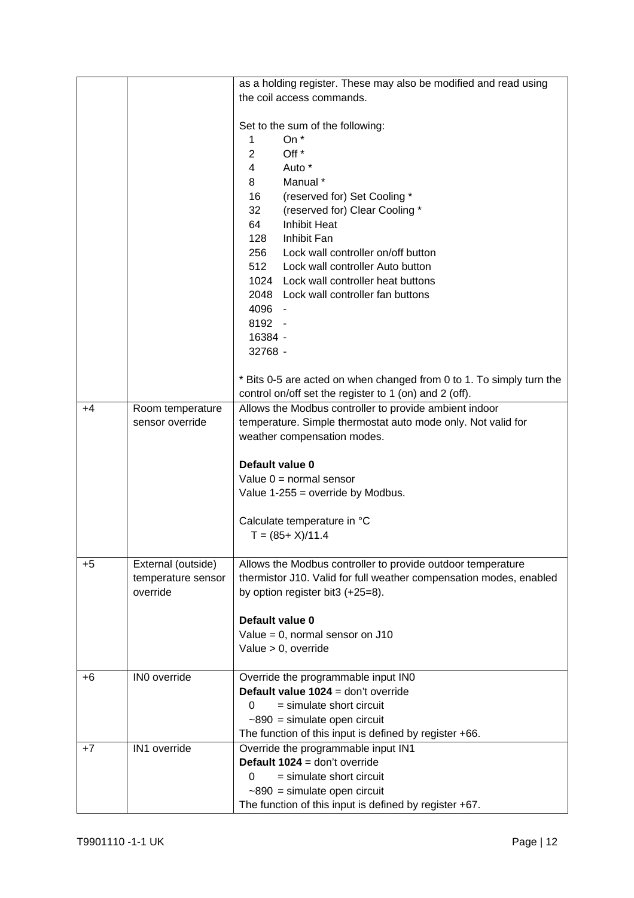| | | |
|---|---|---|
| | | as a holding register. These may also be modified and read using the coil access commands.<br><br>Set to the sum of the following:<br>1 On *<br>2 Off *<br>4 Auto *<br>8 Manual *<br>16 (reserved for) Set Cooling *<br>32 (reserved for) Clear Cooling *<br>64 Inhibit Heat<br>128 Inhibit Fan<br>256 Lock wall controller on/off button<br>512 Lock wall controller Auto button<br>1024 Lock wall controller heat buttons<br>2048 Lock wall controller fan buttons<br>4096 -<br>8192 -<br>16384 -<br>32768 -<br><br>* Bits 0-5 are acted on when changed from 0 to 1. To simply turn the control on/off set the register to 1 (on) and 2 (off). |
| +4 | Room temperature sensor override | Allows the Modbus controller to provide ambient indoor temperature. Simple thermostat auto mode only. Not valid for weather compensation modes.<br><br>**Default value 0**<br>Value 0 = normal sensor<br>Value 1-255 = override by Modbus.<br><br>Calculate temperature in °C<br>$T = (85+ X)/11.4$ |
| +5 | External (outside) temperature sensor override | Allows the Modbus controller to provide outdoor temperature thermistor J10. Valid for full weather compensation modes, enabled by option register bit3 (+25=8).<br><br>**Default value 0**<br>Value = 0, normal sensor on J10<br>Value > 0, override |
| +6 | IN0 override | Override the programmable input IN0<br>**Default value 1024** = don't override<br>0 = simulate short circuit<br>~890 = simulate open circuit<br>The function of this input is defined by register +66. |
| +7 | IN1 override | Override the programmable input IN1<br>**Default 1024** = don't override<br>0 = simulate short circuit<br>~890 = simulate open circuit<br>The function of this input is defined by register +67. |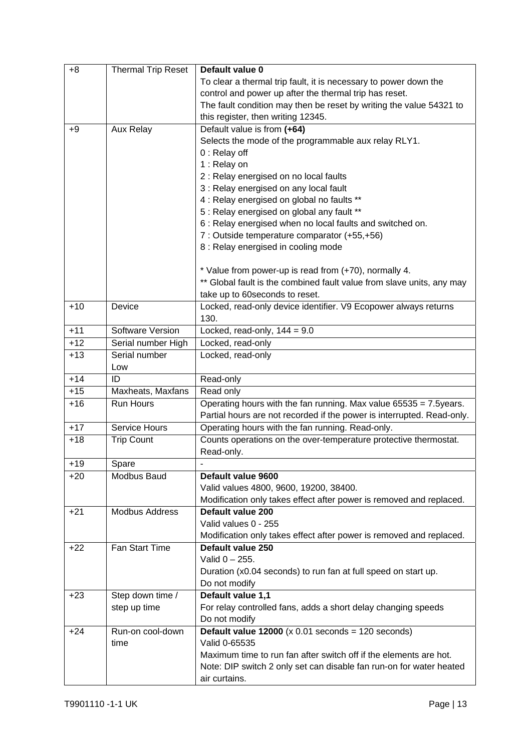| +8 | Thermal Trip Reset | **Default value 0**<br>To clear a thermal trip fault, it is necessary to power down the control and power up after the thermal trip has reset.<br>The fault condition may then be reset by writing the value 54321 to this register, then writing 12345. |
|---|---|---|
| +9 | Aux Relay | Default value is from **(+64)**<br>Selects the mode of the programmable aux relay RLY1.<br>0 : Relay off<br>1 : Relay on<br>2 : Relay energised on no local faults<br>3 : Relay energised on any local fault<br>4 : Relay energised on global no faults **<br>5 : Relay energised on global any fault **<br>6 : Relay energised when no local faults and switched on.<br>7 : Outside temperature comparator (+55,+56)<br>8 : Relay energised in cooling mode<br><br>* Value from power-up is read from (+70), normally 4.<br>** Global fault is the combined fault value from slave units, any may take up to 60seconds to reset. |
| +10 | Device | Locked, read-only device identifier. V9 Ecopower always returns 130. |
| +11 | Software Version | Locked, read-only, 144 = 9.0 |
| +12 | Serial number High | Locked, read-only |
| +13 | Serial number Low | Locked, read-only |
| +14 | ID | Read-only |
| +15 | Maxheats, Maxfans | Read only |
| +16 | Run Hours | Operating hours with the fan running. Max value 65535 = 7.5years. Partial hours are not recorded if the power is interrupted. Read-only. |
| +17 | Service Hours | Operating hours with the fan running. Read-only. |
| +18 | Trip Count | Counts operations on the over-temperature protective thermostat. Read-only. |
| +19 | Spare | - |
| +20 | Modbus Baud | **Default value 9600**<br>Valid values 4800, 9600, 19200, 38400.<br>Modification only takes effect after power is removed and replaced. |
| +21 | Modbus Address | **Default value 200**<br>Valid values 0 - 255<br>Modification only takes effect after power is removed and replaced. |
| +22 | Fan Start Time | **Default value 250**<br>Valid 0 – 255.<br>Duration (x0.04 seconds) to run fan at full speed on start up.<br>Do not modify |
| +23 | Step down time / step up time | **Default value 1,1**<br>For relay controlled fans, adds a short delay changing speeds<br>Do not modify |
| +24 | Run-on cool-down time | **Default value 12000** (x 0.01 seconds = 120 seconds)<br>Valid 0-65535<br>Maximum time to run fan after switch off if the elements are hot.<br>Note: DIP switch 2 only set can disable fan run-on for water heated air curtains. |

T9901110 -1-1 UK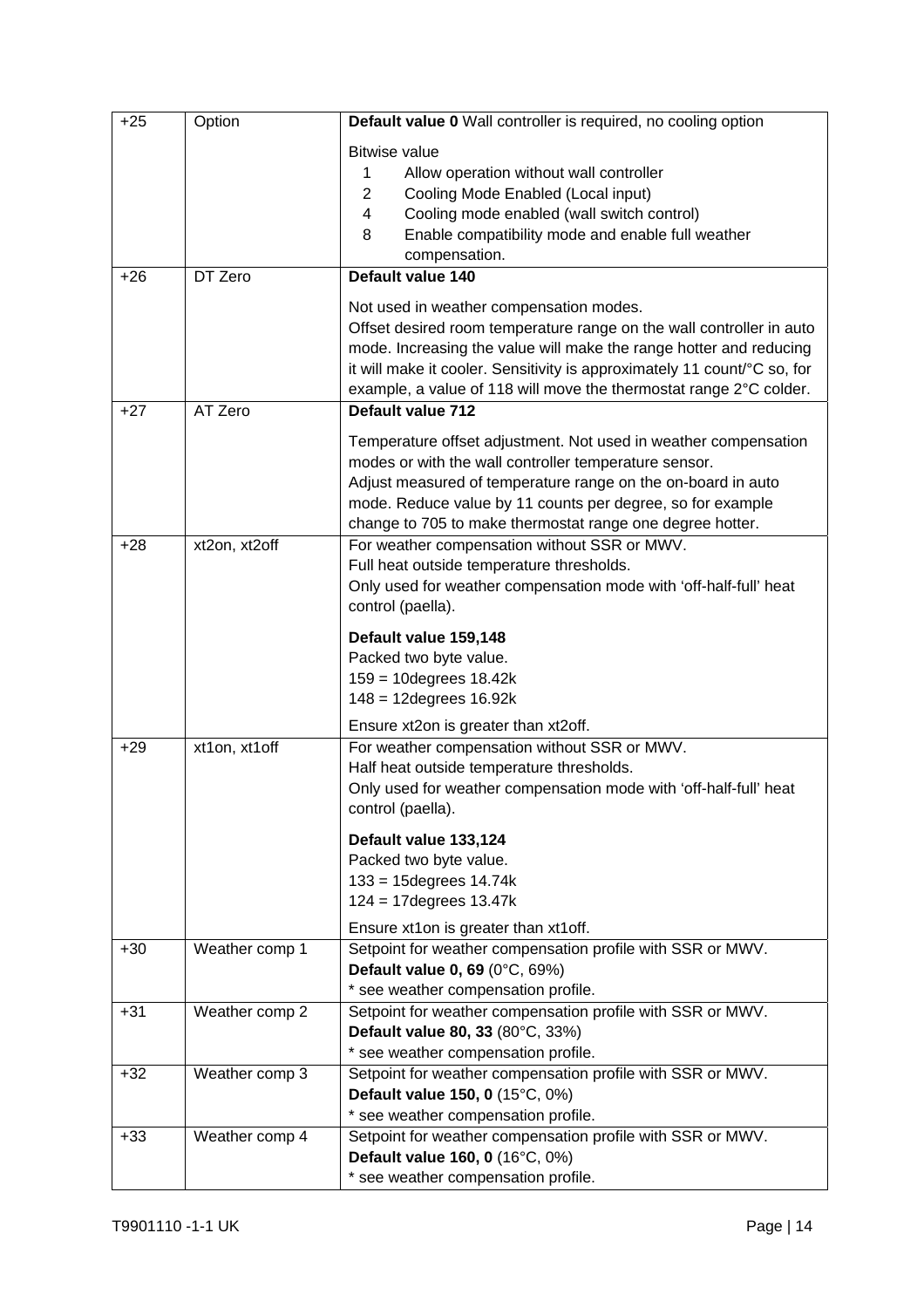| +25 | Option | **Default value 0** Wall controller is required, no cooling option<br><br>Bitwise value<br>1 Allow operation without wall controller<br>2 Cooling Mode Enabled (Local input)<br>4 Cooling mode enabled (wall switch control)<br>8 Enable compatibility mode and enable full weather compensation. |
|---|---|---|
| +26 | DT Zero | **Default value 140**<br><br>Not used in weather compensation modes.<br>Offset desired room temperature range on the wall controller in auto mode. Increasing the value will make the range hotter and reducing it will make it cooler. Sensitivity is approximately 11 count/°C so, for example, a value of 118 will move the thermostat range 2°C colder. |
| +27 | AT Zero | **Default value 712**<br><br>Temperature offset adjustment. Not used in weather compensation modes or with the wall controller temperature sensor.<br>Adjust measured of temperature range on the on-board in auto mode. Reduce value by 11 counts per degree, so for example change to 705 to make thermostat range one degree hotter. |
| +28 | xt2on, xt2off | For weather compensation without SSR or MWV.<br>Full heat outside temperature thresholds.<br>Only used for weather compensation mode with 'off-half-full' heat control (paella).<br><br>**Default value 159,148**<br>Packed two byte value.<br>159 = 10degrees 18.42k<br>148 = 12degrees 16.92k<br><br>Ensure xt2on is greater than xt2off. |
| +29 | xt1on, xt1off | For weather compensation without SSR or MWV.<br>Half heat outside temperature thresholds.<br>Only used for weather compensation mode with 'off-half-full' heat control (paella).<br><br>**Default value 133,124**<br>Packed two byte value.<br>133 = 15degrees 14.74k<br>124 = 17degrees 13.47k<br><br>Ensure xt1on is greater than xt1off. |
| +30 | Weather comp 1 | Setpoint for weather compensation profile with SSR or MWV.<br>**Default value 0, 69** (0°C, 69%)<br>* see weather compensation profile. |
| +31 | Weather comp 2 | Setpoint for weather compensation profile with SSR or MWV.<br>**Default value 80, 33** (80°C, 33%)<br>* see weather compensation profile. |
| +32 | Weather comp 3 | Setpoint for weather compensation profile with SSR or MWV.<br>**Default value 150, 0** (15°C, 0%)<br>* see weather compensation profile. |
| +33 | Weather comp 4 | Setpoint for weather compensation profile with SSR or MWV.<br>**Default value 160, 0** (16°C, 0%)<br>* see weather compensation profile. |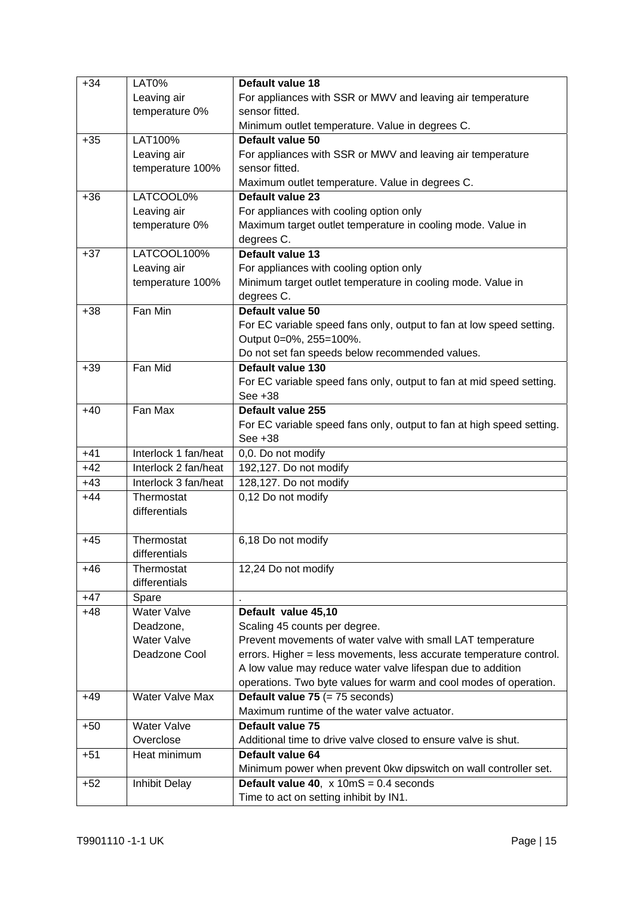| | | |
|---|---|---|
| +34 | LAT0% Leaving air temperature 0% | **Default value 18** For appliances with SSR or MWV and leaving air temperature sensor fitted. Minimum outlet temperature. Value in degrees C. |
| +35 | LAT100% Leaving air temperature 100% | **Default value 50** For appliances with SSR or MWV and leaving air temperature sensor fitted. Maximum outlet temperature. Value in degrees C. |
| +36 | LATCOOL0% Leaving air temperature 0% | **Default value 23** For appliances with cooling option only Maximum target outlet temperature in cooling mode. Value in degrees C. |
| +37 | LATCOOL100% Leaving air temperature 100% | **Default value 13** For appliances with cooling option only Minimum target outlet temperature in cooling mode. Value in degrees C. |
| +38 | Fan Min | **Default value 50** For EC variable speed fans only, output to fan at low speed setting. Output 0=0%, 255=100%. Do not set fan speeds below recommended values. |
| +39 | Fan Mid | **Default value 130** For EC variable speed fans only, output to fan at mid speed setting. See +38 |
| +40 | Fan Max | **Default value 255** For EC variable speed fans only, output to fan at high speed setting. See +38 |
| +41 | Interlock 1 fan/heat | 0,0. Do not modify |
| +42 | Interlock 2 fan/heat | 192,127. Do not modify |
| +43 | Interlock 3 fan/heat | 128,127. Do not modify |
| +44 | Thermostat differentials | 0,12 Do not modify |
| +45 | Thermostat differentials | 6,18 Do not modify |
| +46 | Thermostat differentials | 12,24 Do not modify |
| +47 | Spare | . |
| +48 | Water Valve Deadzone, Water Valve Deadzone Cool | **Default value 45,10** Scaling 45 counts per degree. Prevent movements of water valve with small LAT temperature errors. Higher = less movements, less accurate temperature control. A low value may reduce water valve lifespan due to addition operations. Two byte values for warm and cool modes of operation. |
| +49 | Water Valve Max | **Default value 75** (= 75 seconds) Maximum runtime of the water valve actuator. |
| +50 | Water Valve Overclose | **Default value 75** Additional time to drive valve closed to ensure valve is shut. |
| +51 | Heat minimum | **Default value 64** Minimum power when prevent 0kw dipswitch on wall controller set. |
| +52 | Inhibit Delay | **Default value 40**, x 10mS = 0.4 seconds Time to act on setting inhibit by IN1. |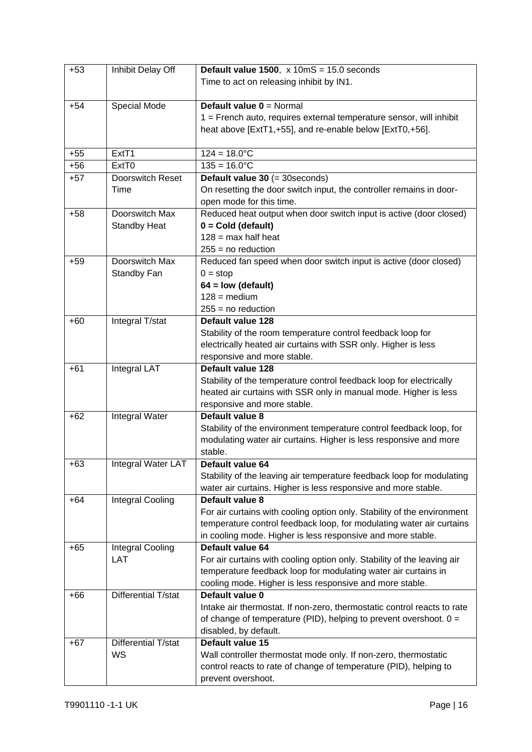| | | |
|---|---|---|
| +53 | Inhibit Delay Off | **Default value 1500**, x 10mS = 15.0 seconds<br>Time to act on releasing inhibit by IN1. |
| +54 | Special Mode | **Default value 0** = Normal<br>1 = French auto, requires external temperature sensor, will inhibit heat above [ExtT1,+55], and re-enable below [ExtT0,+56]. |
| +55 | ExtT1 | 124 = 18.0°C |
| +56 | ExtT0 | 135 = 16.0°C |
| +57 | Doorswitch Reset Time | **Default value 30** (= 30seconds)<br>On resetting the door switch input, the controller remains in door-open mode for this time. |
| +58 | Doorswitch Max Standby Heat | Reduced heat output when door switch input is active (door closed)<br>**0 = Cold (default)**<br>128 = max half heat<br>255 = no reduction |
| +59 | Doorswitch Max Standby Fan | Reduced fan speed when door switch input is active (door closed)<br>0 = stop<br>**64 = low (default)**<br>128 = medium<br>255 = no reduction |
| +60 | Integral T/stat | **Default value 128**<br>Stability of the room temperature control feedback loop for electrically heated air curtains with SSR only. Higher is less responsive and more stable. |
| +61 | Integral LAT | **Default value 128**<br>Stability of the temperature control feedback loop for electrically heated air curtains with SSR only in manual mode. Higher is less responsive and more stable. |
| +62 | Integral Water | **Default value 8**<br>Stability of the environment temperature control feedback loop, for modulating water air curtains. Higher is less responsive and more stable. |
| +63 | Integral Water LAT | **Default value 64**<br>Stability of the leaving air temperature feedback loop for modulating water air curtains. Higher is less responsive and more stable. |
| +64 | Integral Cooling | **Default value 8**<br>For air curtains with cooling option only. Stability of the environment temperature control feedback loop, for modulating water air curtains in cooling mode. Higher is less responsive and more stable. |
| +65 | Integral Cooling LAT | **Default value 64**<br>For air curtains with cooling option only. Stability of the leaving air temperature feedback loop for modulating water air curtains in cooling mode. Higher is less responsive and more stable. |
| +66 | Differential T/stat | **Default value 0**<br>Intake air thermostat. If non-zero, thermostatic control reacts to rate of change of temperature (PID), helping to prevent overshoot. 0 = disabled, by default. |
| +67 | Differential T/stat WS | **Default value 15**<br>Wall controller thermostat mode only. If non-zero, thermostatic control reacts to rate of change of temperature (PID), helping to prevent overshoot. |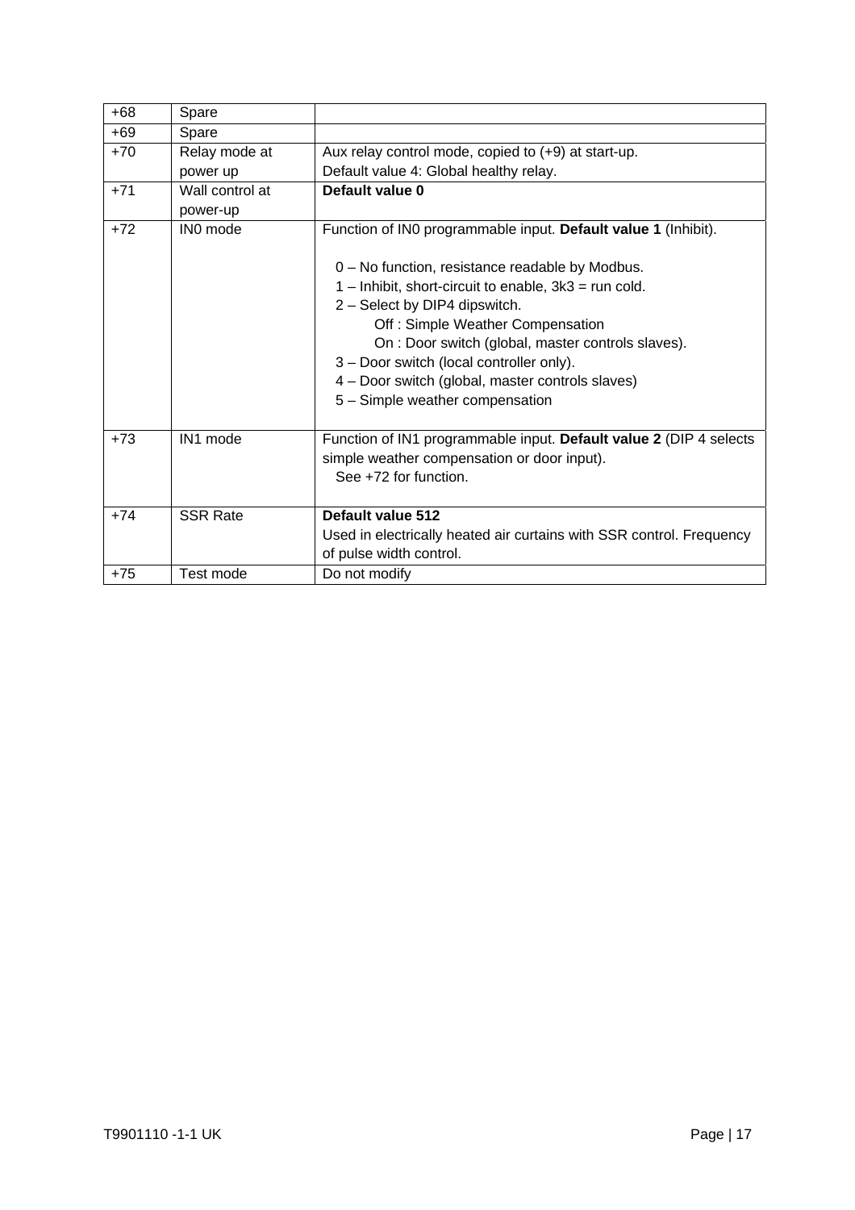| | | |
|---|---|---|
| +68 | Spare | |
| +69 | Spare | |
| +70 | Relay mode at power up | Aux relay control mode, copied to (+9) at start-up.<br>Default value 4: Global healthy relay. |
| +71 | Wall control at power-up | **Default value 0** |
| +72 | IN0 mode | Function of IN0 programmable input. **Default value 1** (Inhibit).<br><br>0 – No function, resistance readable by Modbus.<br>1 – Inhibit, short-circuit to enable, 3k3 = run cold.<br>2 – Select by DIP4 dipswitch.<br>Off : Simple Weather Compensation<br>On : Door switch (global, master controls slaves).<br>3 – Door switch (local controller only).<br>4 – Door switch (global, master controls slaves)<br>5 – Simple weather compensation |
| +73 | IN1 mode | Function of IN1 programmable input. **Default value 2** (DIP 4 selects simple weather compensation or door input).<br>See +72 for function. |
| +74 | SSR Rate | **Default value 512**<br>Used in electrically heated air curtains with SSR control. Frequency of pulse width control. |
| +75 | Test mode | Do not modify |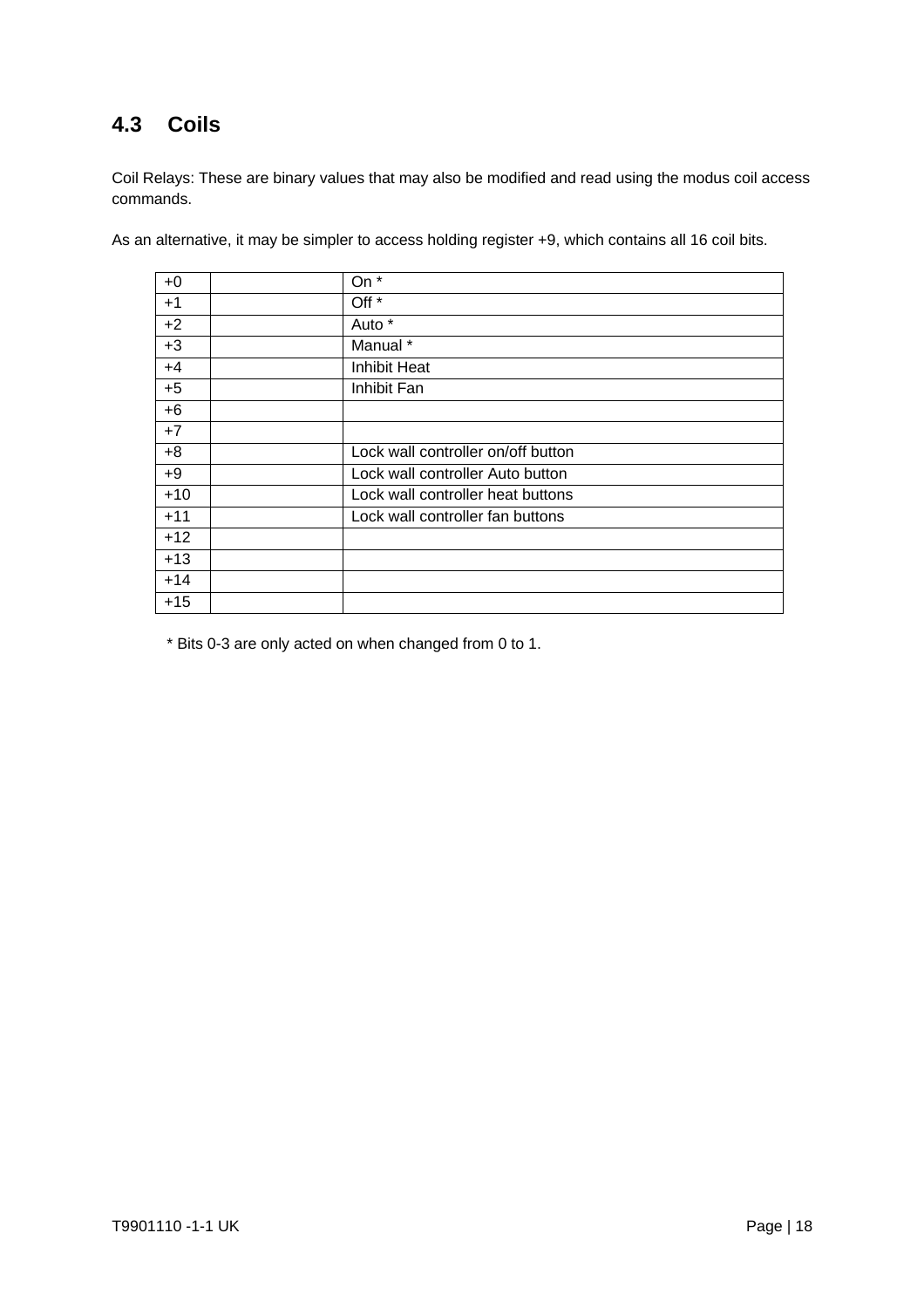## 4.3 Coils

Coil Relays: These are binary values that may also be modified and read using the modus coil access commands.

As an alternative, it may be simpler to access holding register +9, which contains all 16 coil bits.

| | | |
|---|---|---|
| +0 | | On * |
| +1 | | Off * |
| +2 | | Auto * |
| +3 | | Manual * |
| +4 | | Inhibit Heat |
| +5 | | Inhibit Fan |
| +6 | | |
| +7 | | |
| +8 | | Lock wall controller on/off button |
| +9 | | Lock wall controller Auto button |
| +10 | | Lock wall controller heat buttons |
| +11 | | Lock wall controller fan buttons |
| +12 | | |
| +13 | | |
| +14 | | |
| +15 | | |

* Bits 0-3 are only acted on when changed from 0 to 1.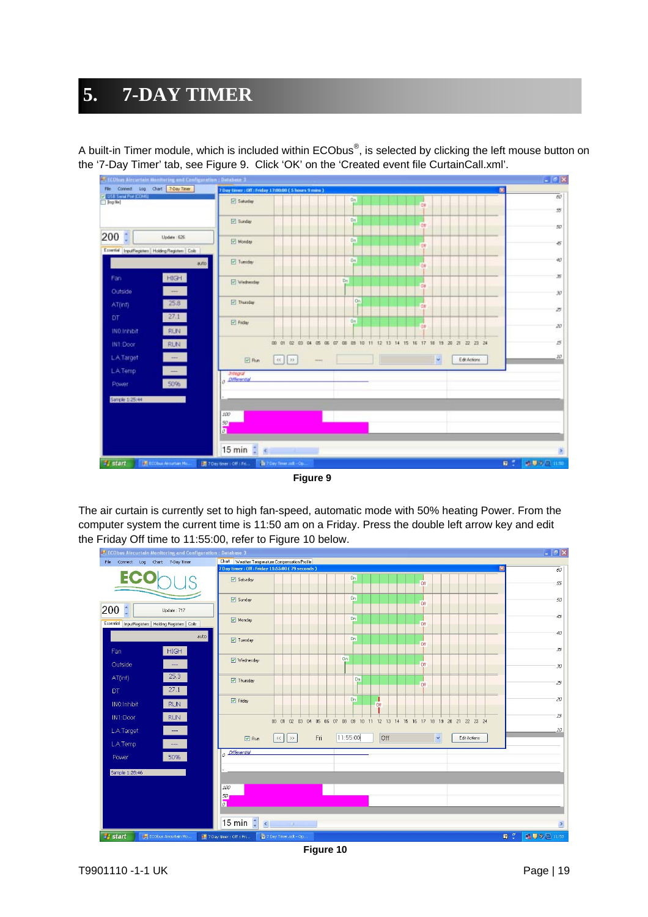# 5. 7-DAY TIMER

A built-in Timer module, which is included within ECObus®, is selected by clicking the left mouse button on the '7-Day Timer' tab, see Figure 9. Click 'OK' on the 'Created event file CurtainCall.xml'.

**Figure 9**

The air curtain is currently set to high fan-speed, automatic mode with 50% heating Power. From the computer system the current time is 11:50 am on a Friday. Press the double left arrow key and edit the Friday Off time to 11:55:00, refer to Figure 10 below.

**Figure 10**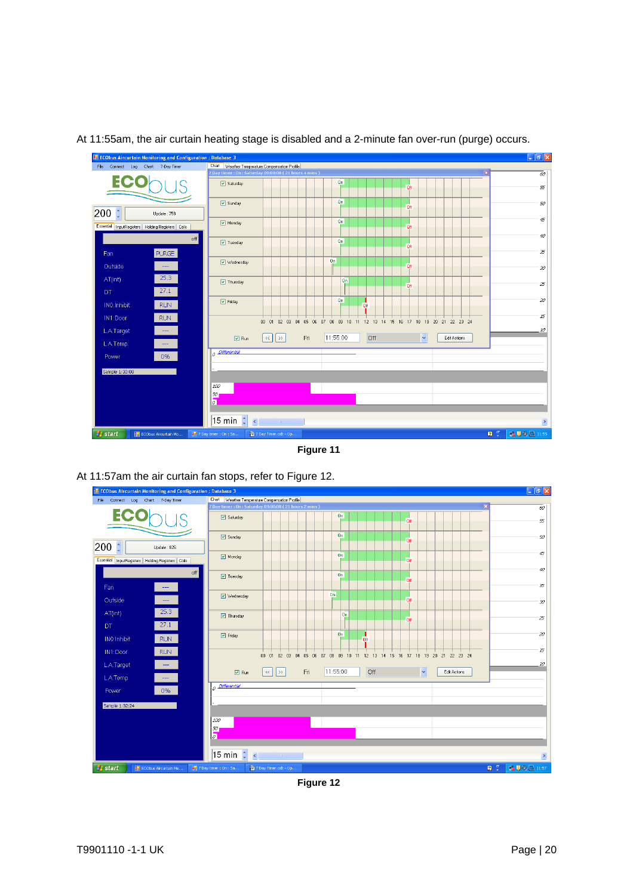At 11:55am, the air curtain heating stage is disabled and a 2-minute fan over-run (purge) occurs.

**Figure 11**

At 11:57am the air curtain fan stops, refer to Figure 12.

**Figure 12**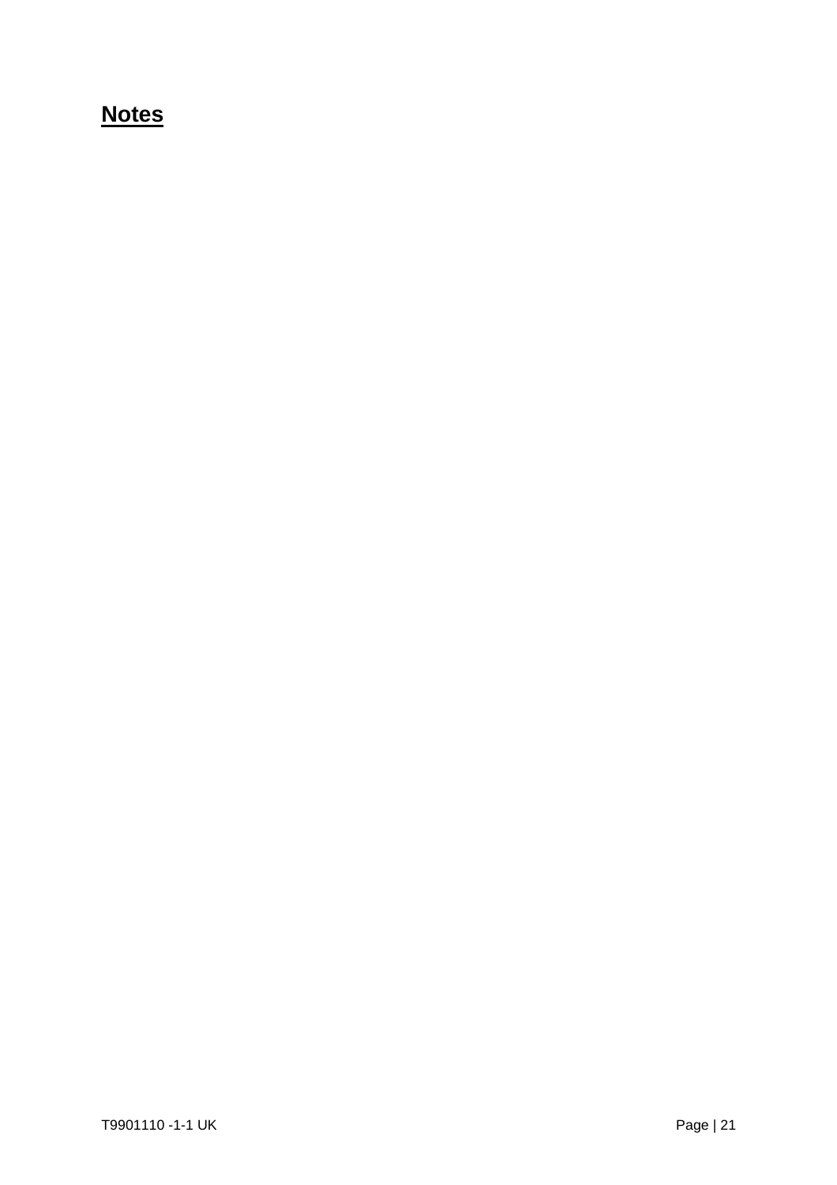## Notes